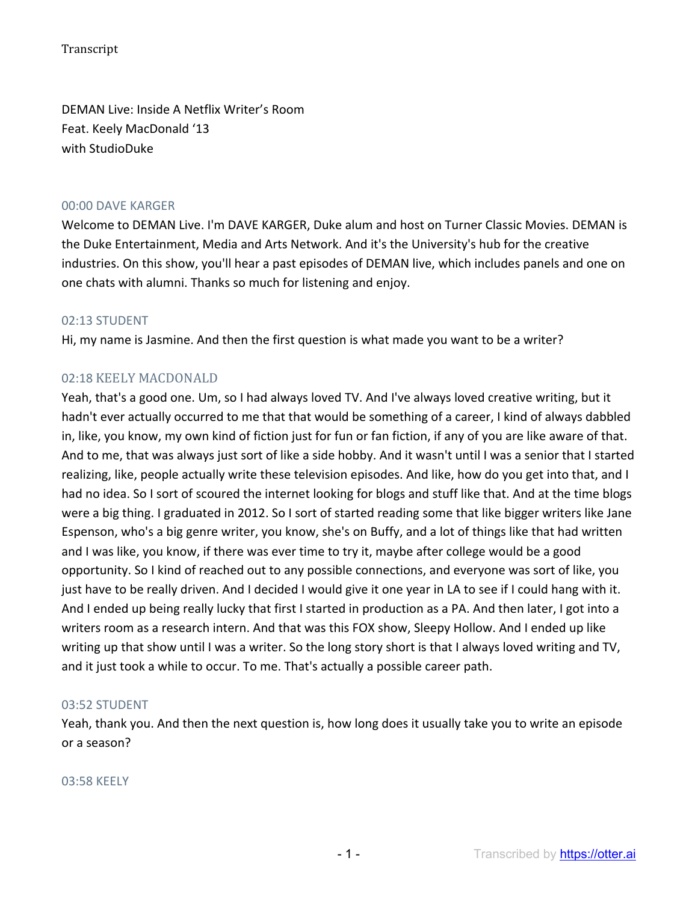Transcript

DEMAN Live: Inside A Netflix Writer's Room
Feat. Keely MacDonald '13
with StudioDuke

### 00:00 DAVE KARGER

Welcome to DEMAN Live. I'm DAVE KARGER, Duke alum and host on Turner Classic Movies. DEMAN is the Duke Entertainment, Media and Arts Network. And it's the University's hub for the creative industries. On this show, you'll hear a past episodes of DEMAN live, which includes panels and one on one chats with alumni. Thanks so much for listening and enjoy.

### 02:13 STUDENT

Hi, my name is Jasmine. And then the first question is what made you want to be a writer?

### 02:18 KEELY MACDONALD

Yeah, that's a good one. Um, so I had always loved TV. And I've always loved creative writing, but it hadn't ever actually occurred to me that that would be something of a career, I kind of always dabbled in, like, you know, my own kind of fiction just for fun or fan fiction, if any of you are like aware of that. And to me, that was always just sort of like a side hobby. And it wasn't until I was a senior that I started realizing, like, people actually write these television episodes. And like, how do you get into that, and I had no idea. So I sort of scoured the internet looking for blogs and stuff like that. And at the time blogs were a big thing. I graduated in 2012. So I sort of started reading some that like bigger writers like Jane Espenson, who's a big genre writer, you know, she's on Buffy, and a lot of things like that had written and I was like, you know, if there was ever time to try it, maybe after college would be a good opportunity. So I kind of reached out to any possible connections, and everyone was sort of like, you just have to be really driven. And I decided I would give it one year in LA to see if I could hang with it. And I ended up being really lucky that first I started in production as a PA. And then later, I got into a writers room as a research intern. And that was this FOX show, Sleepy Hollow. And I ended up like writing up that show until I was a writer. So the long story short is that I always loved writing and TV, and it just took a while to occur. To me. That's actually a possible career path.

### 03:52 STUDENT

Yeah, thank you. And then the next question is, how long does it usually take you to write an episode or a season?

### 03:58 KEELY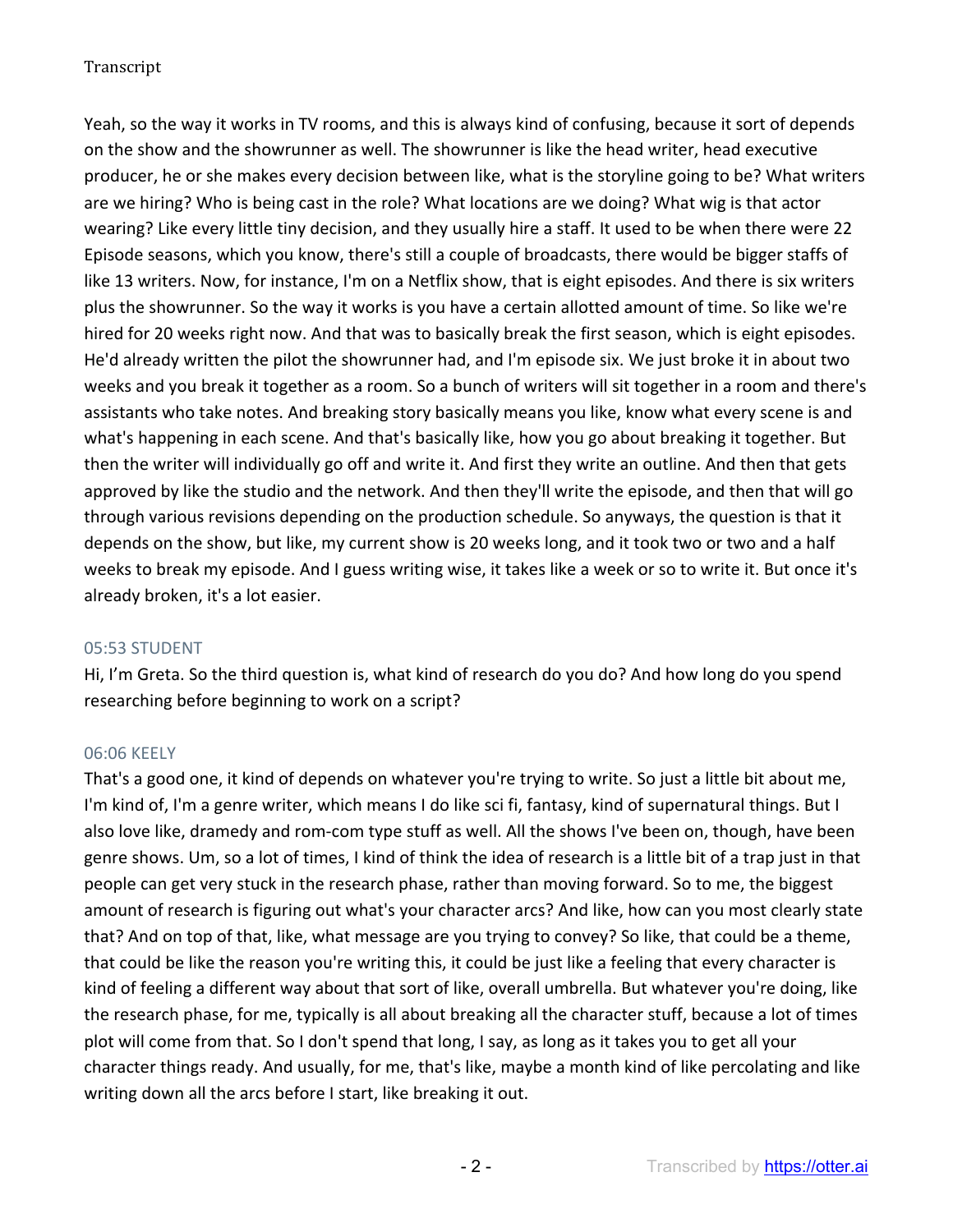Yeah, so the way it works in TV rooms, and this is always kind of confusing, because it sort of depends on the show and the showrunner as well. The showrunner is like the head writer, head executive producer, he or she makes every decision between like, what is the storyline going to be? What writers are we hiring? Who is being cast in the role? What locations are we doing? What wig is that actor wearing? Like every little tiny decision, and they usually hire a staff. It used to be when there were 22 Episode seasons, which you know, there's still a couple of broadcasts, there would be bigger staffs of like 13 writers. Now, for instance, I'm on a Netflix show, that is eight episodes. And there is six writers plus the showrunner. So the way it works is you have a certain allotted amount of time. So like we're hired for 20 weeks right now. And that was to basically break the first season, which is eight episodes. He'd already written the pilot the showrunner had, and I'm episode six. We just broke it in about two weeks and you break it together as a room. So a bunch of writers will sit together in a room and there's assistants who take notes. And breaking story basically means you like, know what every scene is and what's happening in each scene. And that's basically like, how you go about breaking it together. But then the writer will individually go off and write it. And first they write an outline. And then that gets approved by like the studio and the network. And then they'll write the episode, and then that will go through various revisions depending on the production schedule. So anyways, the question is that it depends on the show, but like, my current show is 20 weeks long, and it took two or two and a half weeks to break my episode. And I guess writing wise, it takes like a week or so to write it. But once it's already broken, it's a lot easier.

05:53 STUDENT

Hi, I'm Greta. So the third question is, what kind of research do you do? And how long do you spend researching before beginning to work on a script?

06:06 KEELY

That's a good one, it kind of depends on whatever you're trying to write. So just a little bit about me, I'm kind of, I'm a genre writer, which means I do like sci fi, fantasy, kind of supernatural things. But I also love like, dramedy and rom-com type stuff as well. All the shows I've been on, though, have been genre shows. Um, so a lot of times, I kind of think the idea of research is a little bit of a trap just in that people can get very stuck in the research phase, rather than moving forward. So to me, the biggest amount of research is figuring out what's your character arcs? And like, how can you most clearly state that? And on top of that, like, what message are you trying to convey? So like, that could be a theme, that could be like the reason you're writing this, it could be just like a feeling that every character is kind of feeling a different way about that sort of like, overall umbrella. But whatever you're doing, like the research phase, for me, typically is all about breaking all the character stuff, because a lot of times plot will come from that. So I don't spend that long, I say, as long as it takes you to get all your character things ready. And usually, for me, that's like, maybe a month kind of like percolating and like writing down all the arcs before I start, like breaking it out.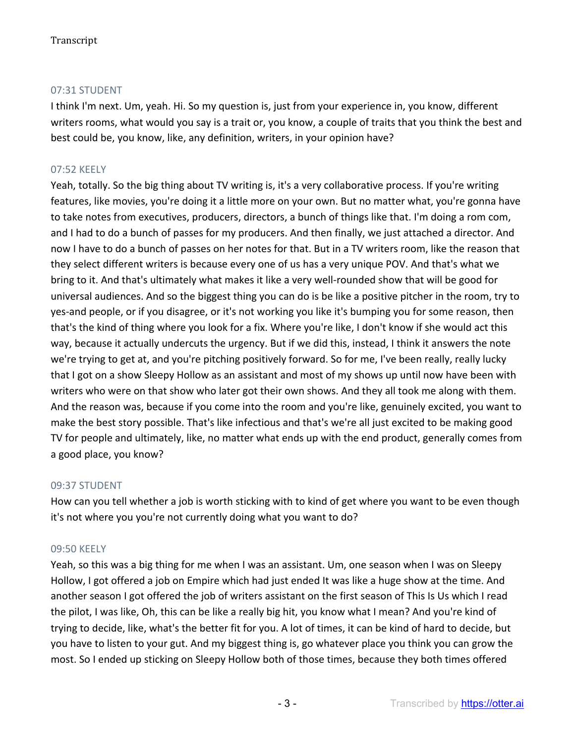07:31 STUDENT

I think I'm next. Um, yeah. Hi. So my question is, just from your experience in, you know, different writers rooms, what would you say is a trait or, you know, a couple of traits that you think the best and best could be, you know, like, any definition, writers, in your opinion have?

07:52 KEELY

Yeah, totally. So the big thing about TV writing is, it's a very collaborative process. If you're writing features, like movies, you're doing it a little more on your own. But no matter what, you're gonna have to take notes from executives, producers, directors, a bunch of things like that. I'm doing a rom com, and I had to do a bunch of passes for my producers. And then finally, we just attached a director. And now I have to do a bunch of passes on her notes for that. But in a TV writers room, like the reason that they select different writers is because every one of us has a very unique POV. And that's what we bring to it. And that's ultimately what makes it like a very well-rounded show that will be good for universal audiences. And so the biggest thing you can do is be like a positive pitcher in the room, try to yes-and people, or if you disagree, or it's not working you like it's bumping you for some reason, then that's the kind of thing where you look for a fix. Where you're like, I don't know if she would act this way, because it actually undercuts the urgency. But if we did this, instead, I think it answers the note we're trying to get at, and you're pitching positively forward. So for me, I've been really, really lucky that I got on a show Sleepy Hollow as an assistant and most of my shows up until now have been with writers who were on that show who later got their own shows. And they all took me along with them. And the reason was, because if you come into the room and you're like, genuinely excited, you want to make the best story possible. That's like infectious and that's we're all just excited to be making good TV for people and ultimately, like, no matter what ends up with the end product, generally comes from a good place, you know?

09:37 STUDENT

How can you tell whether a job is worth sticking with to kind of get where you want to be even though it's not where you you're not currently doing what you want to do?

09:50 KEELY

Yeah, so this was a big thing for me when I was an assistant. Um, one season when I was on Sleepy Hollow, I got offered a job on Empire which had just ended It was like a huge show at the time. And another season I got offered the job of writers assistant on the first season of This Is Us which I read the pilot, I was like, Oh, this can be like a really big hit, you know what I mean? And you're kind of trying to decide, like, what's the better fit for you. A lot of times, it can be kind of hard to decide, but you have to listen to your gut. And my biggest thing is, go whatever place you think you can grow the most. So I ended up sticking on Sleepy Hollow both of those times, because they both times offered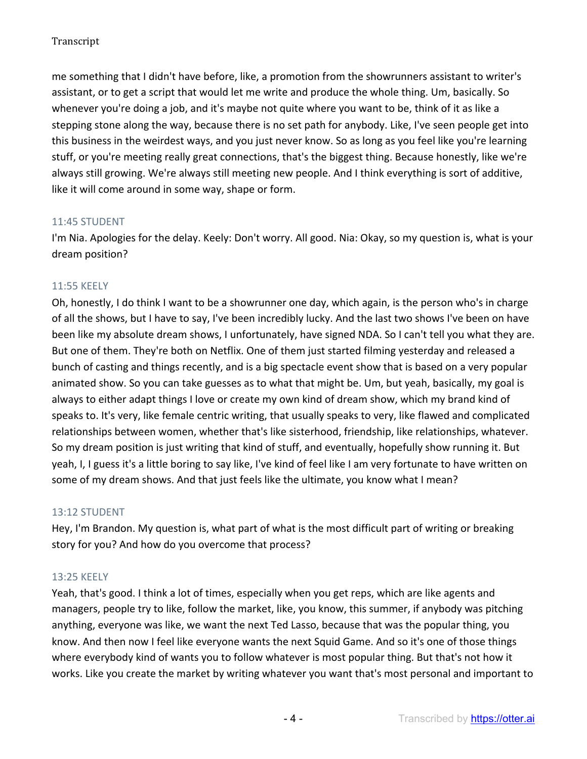me something that I didn't have before, like, a promotion from the showrunners assistant to writer's assistant, or to get a script that would let me write and produce the whole thing. Um, basically. So whenever you're doing a job, and it's maybe not quite where you want to be, think of it as like a stepping stone along the way, because there is no set path for anybody. Like, I've seen people get into this business in the weirdest ways, and you just never know. So as long as you feel like you're learning stuff, or you're meeting really great connections, that's the biggest thing. Because honestly, like we're always still growing. We're always still meeting new people. And I think everything is sort of additive, like it will come around in some way, shape or form.

11:45 STUDENT

I'm Nia. Apologies for the delay. Keely: Don't worry. All good. Nia: Okay, so my question is, what is your dream position?

11:55 KEELY

Oh, honestly, I do think I want to be a showrunner one day, which again, is the person who's in charge of all the shows, but I have to say, I've been incredibly lucky. And the last two shows I've been on have been like my absolute dream shows, I unfortunately, have signed NDA. So I can't tell you what they are. But one of them. They're both on Netflix. One of them just started filming yesterday and released a bunch of casting and things recently, and is a big spectacle event show that is based on a very popular animated show. So you can take guesses as to what that might be. Um, but yeah, basically, my goal is always to either adapt things I love or create my own kind of dream show, which my brand kind of speaks to. It's very, like female centric writing, that usually speaks to very, like flawed and complicated relationships between women, whether that's like sisterhood, friendship, like relationships, whatever. So my dream position is just writing that kind of stuff, and eventually, hopefully show running it. But yeah, I, I guess it's a little boring to say like, I've kind of feel like I am very fortunate to have written on some of my dream shows. And that just feels like the ultimate, you know what I mean?

13:12 STUDENT

Hey, I'm Brandon. My question is, what part of what is the most difficult part of writing or breaking story for you? And how do you overcome that process?

13:25 KEELY

Yeah, that's good. I think a lot of times, especially when you get reps, which are like agents and managers, people try to like, follow the market, like, you know, this summer, if anybody was pitching anything, everyone was like, we want the next Ted Lasso, because that was the popular thing, you know. And then now I feel like everyone wants the next Squid Game. And so it's one of those things where everybody kind of wants you to follow whatever is most popular thing. But that's not how it works. Like you create the market by writing whatever you want that's most personal and important to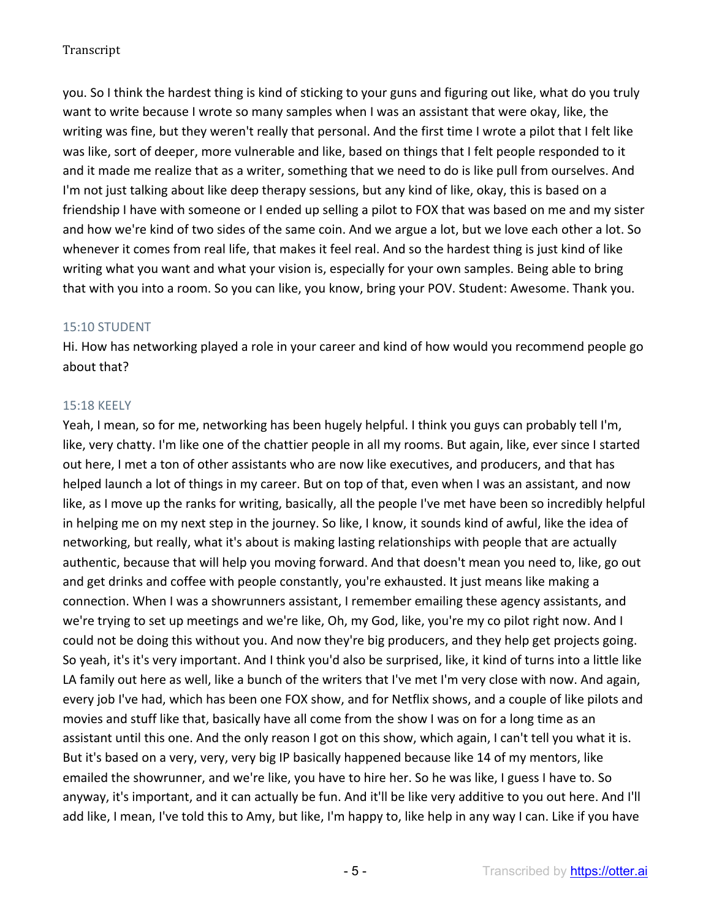you. So I think the hardest thing is kind of sticking to your guns and figuring out like, what do you truly want to write because I wrote so many samples when I was an assistant that were okay, like, the writing was fine, but they weren't really that personal. And the first time I wrote a pilot that I felt like was like, sort of deeper, more vulnerable and like, based on things that I felt people responded to it and it made me realize that as a writer, something that we need to do is like pull from ourselves. And I'm not just talking about like deep therapy sessions, but any kind of like, okay, this is based on a friendship I have with someone or I ended up selling a pilot to FOX that was based on me and my sister and how we're kind of two sides of the same coin. And we argue a lot, but we love each other a lot. So whenever it comes from real life, that makes it feel real. And so the hardest thing is just kind of like writing what you want and what your vision is, especially for your own samples. Being able to bring that with you into a room. So you can like, you know, bring your POV. Student: Awesome. Thank you.

### 15:10 STUDENT

Hi. How has networking played a role in your career and kind of how would you recommend people go about that?

### 15:18 KEELY

Yeah, I mean, so for me, networking has been hugely helpful. I think you guys can probably tell I'm, like, very chatty. I'm like one of the chattier people in all my rooms. But again, like, ever since I started out here, I met a ton of other assistants who are now like executives, and producers, and that has helped launch a lot of things in my career. But on top of that, even when I was an assistant, and now like, as I move up the ranks for writing, basically, all the people I've met have been so incredibly helpful in helping me on my next step in the journey. So like, I know, it sounds kind of awful, like the idea of networking, but really, what it's about is making lasting relationships with people that are actually authentic, because that will help you moving forward. And that doesn't mean you need to, like, go out and get drinks and coffee with people constantly, you're exhausted. It just means like making a connection. When I was a showrunners assistant, I remember emailing these agency assistants, and we're trying to set up meetings and we're like, Oh, my God, like, you're my co pilot right now. And I could not be doing this without you. And now they're big producers, and they help get projects going. So yeah, it's it's very important. And I think you'd also be surprised, like, it kind of turns into a little like LA family out here as well, like a bunch of the writers that I've met I'm very close with now. And again, every job I've had, which has been one FOX show, and for Netflix shows, and a couple of like pilots and movies and stuff like that, basically have all come from the show I was on for a long time as an assistant until this one. And the only reason I got on this show, which again, I can't tell you what it is. But it's based on a very, very, very big IP basically happened because like 14 of my mentors, like emailed the showrunner, and we're like, you have to hire her. So he was like, I guess I have to. So anyway, it's important, and it can actually be fun. And it'll be like very additive to you out here. And I'll add like, I mean, I've told this to Amy, but like, I'm happy to, like help in any way I can. Like if you have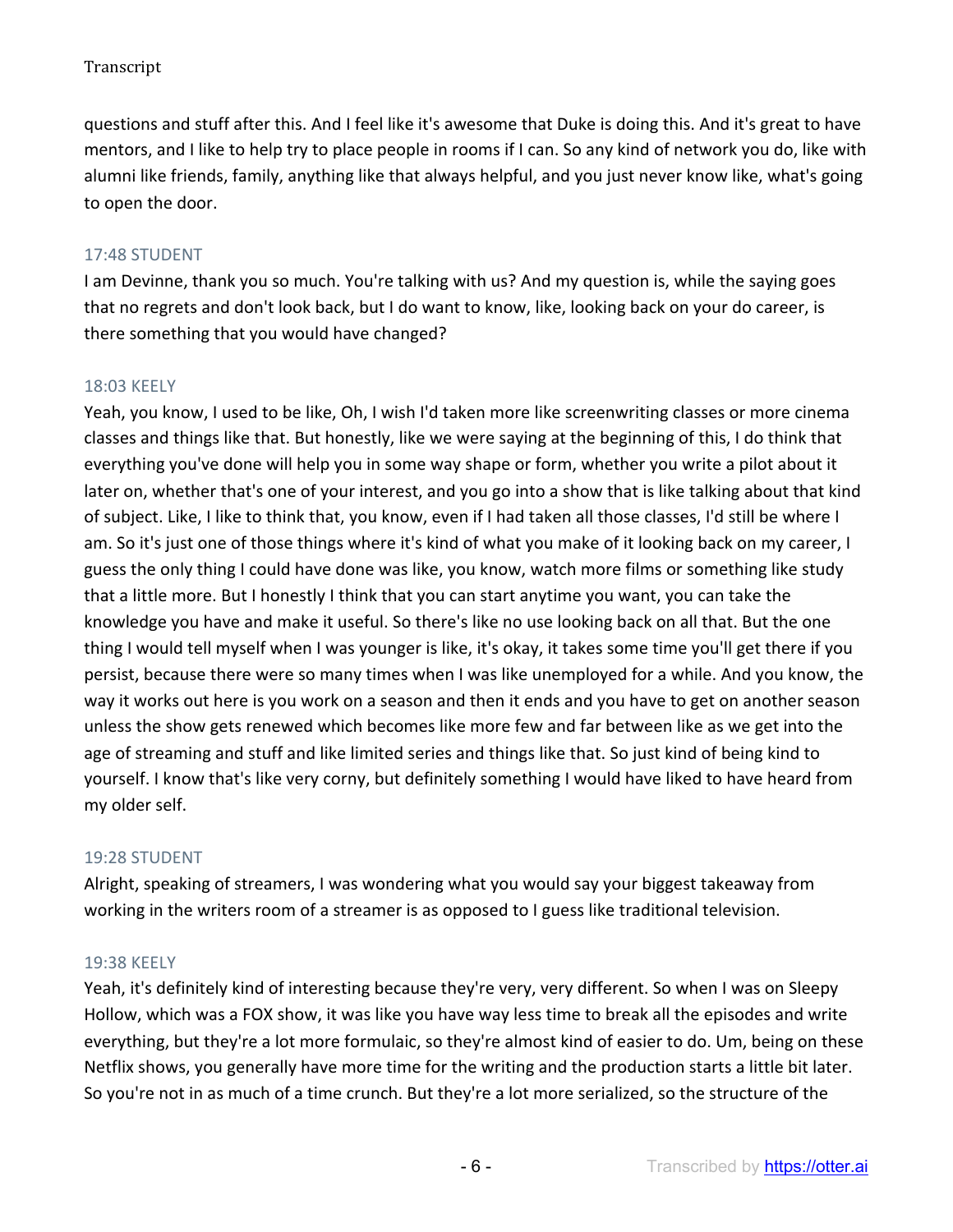questions and stuff after this. And I feel like it's awesome that Duke is doing this. And it's great to have mentors, and I like to help try to place people in rooms if I can. So any kind of network you do, like with alumni like friends, family, anything like that always helpful, and you just never know like, what's going to open the door.

17:48 STUDENT

I am Devinne, thank you so much. You're talking with us? And my question is, while the saying goes that no regrets and don't look back, but I do want to know, like, looking back on your do career, is there something that you would have changed?

18:03 KEELY

Yeah, you know, I used to be like, Oh, I wish I'd taken more like screenwriting classes or more cinema classes and things like that. But honestly, like we were saying at the beginning of this, I do think that everything you've done will help you in some way shape or form, whether you write a pilot about it later on, whether that's one of your interest, and you go into a show that is like talking about that kind of subject. Like, I like to think that, you know, even if I had taken all those classes, I'd still be where I am. So it's just one of those things where it's kind of what you make of it looking back on my career, I guess the only thing I could have done was like, you know, watch more films or something like study that a little more. But I honestly I think that you can start anytime you want, you can take the knowledge you have and make it useful. So there's like no use looking back on all that. But the one thing I would tell myself when I was younger is like, it's okay, it takes some time you'll get there if you persist, because there were so many times when I was like unemployed for a while. And you know, the way it works out here is you work on a season and then it ends and you have to get on another season unless the show gets renewed which becomes like more few and far between like as we get into the age of streaming and stuff and like limited series and things like that. So just kind of being kind to yourself. I know that's like very corny, but definitely something I would have liked to have heard from my older self.

19:28 STUDENT

Alright, speaking of streamers, I was wondering what you would say your biggest takeaway from working in the writers room of a streamer is as opposed to I guess like traditional television.

19:38 KEELY

Yeah, it's definitely kind of interesting because they're very, very different. So when I was on Sleepy Hollow, which was a FOX show, it was like you have way less time to break all the episodes and write everything, but they're a lot more formulaic, so they're almost kind of easier to do. Um, being on these Netflix shows, you generally have more time for the writing and the production starts a little bit later. So you're not in as much of a time crunch. But they're a lot more serialized, so the structure of the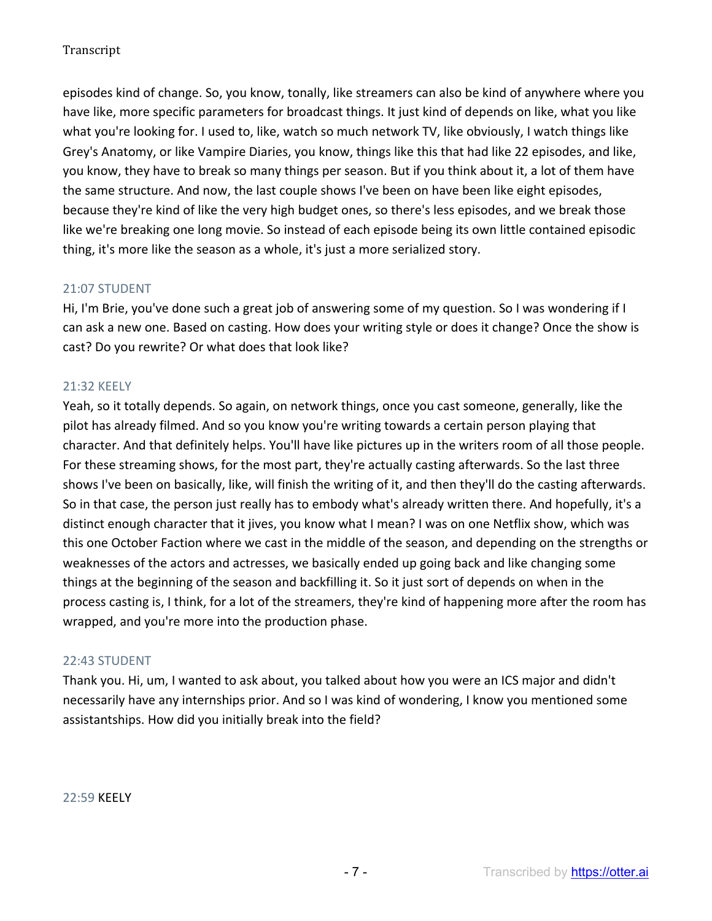episodes kind of change. So, you know, tonally, like streamers can also be kind of anywhere where you have like, more specific parameters for broadcast things. It just kind of depends on like, what you like what you're looking for. I used to, like, watch so much network TV, like obviously, I watch things like Grey's Anatomy, or like Vampire Diaries, you know, things like this that had like 22 episodes, and like, you know, they have to break so many things per season. But if you think about it, a lot of them have the same structure. And now, the last couple shows I've been on have been like eight episodes, because they're kind of like the very high budget ones, so there's less episodes, and we break those like we're breaking one long movie. So instead of each episode being its own little contained episodic thing, it's more like the season as a whole, it's just a more serialized story.

21:07 STUDENT

Hi, I'm Brie, you've done such a great job of answering some of my question. So I was wondering if I can ask a new one. Based on casting. How does your writing style or does it change? Once the show is cast? Do you rewrite? Or what does that look like?

21:32 KEELY

Yeah, so it totally depends. So again, on network things, once you cast someone, generally, like the pilot has already filmed. And so you know you're writing towards a certain person playing that character. And that definitely helps. You'll have like pictures up in the writers room of all those people. For these streaming shows, for the most part, they're actually casting afterwards. So the last three shows I've been on basically, like, will finish the writing of it, and then they'll do the casting afterwards. So in that case, the person just really has to embody what's already written there. And hopefully, it's a distinct enough character that it jives, you know what I mean? I was on one Netflix show, which was this one October Faction where we cast in the middle of the season, and depending on the strengths or weaknesses of the actors and actresses, we basically ended up going back and like changing some things at the beginning of the season and backfilling it. So it just sort of depends on when in the process casting is, I think, for a lot of the streamers, they're kind of happening more after the room has wrapped, and you're more into the production phase.

22:43 STUDENT

Thank you. Hi, um, I wanted to ask about, you talked about how you were an ICS major and didn't necessarily have any internships prior. And so I was kind of wondering, I know you mentioned some assistantships. How did you initially break into the field?

22:59 KEELY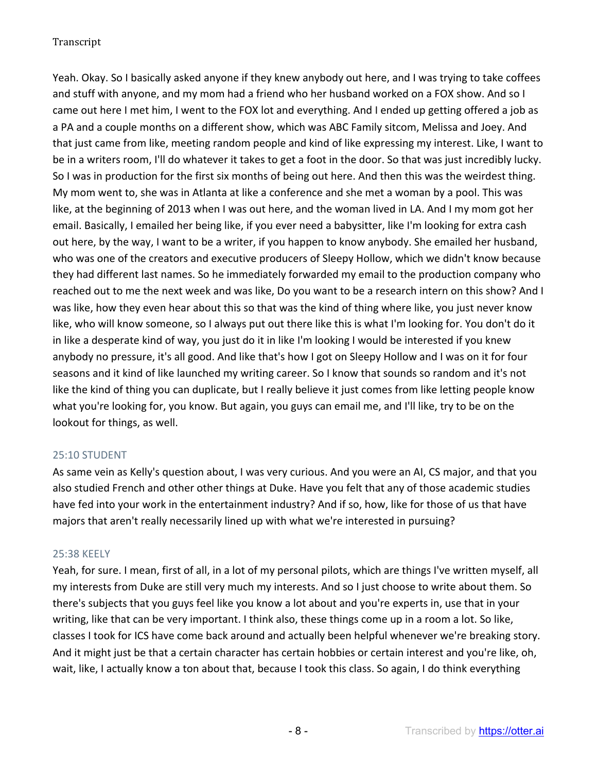Yeah. Okay. So I basically asked anyone if they knew anybody out here, and I was trying to take coffees and stuff with anyone, and my mom had a friend who her husband worked on a FOX show. And so I came out here I met him, I went to the FOX lot and everything. And I ended up getting offered a job as a PA and a couple months on a different show, which was ABC Family sitcom, Melissa and Joey. And that just came from like, meeting random people and kind of like expressing my interest. Like, I want to be in a writers room, I'll do whatever it takes to get a foot in the door. So that was just incredibly lucky. So I was in production for the first six months of being out here. And then this was the weirdest thing. My mom went to, she was in Atlanta at like a conference and she met a woman by a pool. This was like, at the beginning of 2013 when I was out here, and the woman lived in LA. And I my mom got her email. Basically, I emailed her being like, if you ever need a babysitter, like I'm looking for extra cash out here, by the way, I want to be a writer, if you happen to know anybody. She emailed her husband, who was one of the creators and executive producers of Sleepy Hollow, which we didn't know because they had different last names. So he immediately forwarded my email to the production company who reached out to me the next week and was like, Do you want to be a research intern on this show? And I was like, how they even hear about this so that was the kind of thing where like, you just never know like, who will know someone, so I always put out there like this is what I'm looking for. You don't do it in like a desperate kind of way, you just do it in like I'm looking I would be interested if you knew anybody no pressure, it's all good. And like that's how I got on Sleepy Hollow and I was on it for four seasons and it kind of like launched my writing career. So I know that sounds so random and it's not like the kind of thing you can duplicate, but I really believe it just comes from like letting people know what you're looking for, you know. But again, you guys can email me, and I'll like, try to be on the lookout for things, as well.

### 25:10 STUDENT

As same vein as Kelly's question about, I was very curious. And you were an AI, CS major, and that you also studied French and other other things at Duke. Have you felt that any of those academic studies have fed into your work in the entertainment industry? And if so, how, like for those of us that have majors that aren't really necessarily lined up with what we're interested in pursuing?

### 25:38 KEELY

Yeah, for sure. I mean, first of all, in a lot of my personal pilots, which are things I've written myself, all my interests from Duke are still very much my interests. And so I just choose to write about them. So there's subjects that you guys feel like you know a lot about and you're experts in, use that in your writing, like that can be very important. I think also, these things come up in a room a lot. So like, classes I took for ICS have come back around and actually been helpful whenever we're breaking story. And it might just be that a certain character has certain hobbies or certain interest and you're like, oh, wait, like, I actually know a ton about that, because I took this class. So again, I do think everything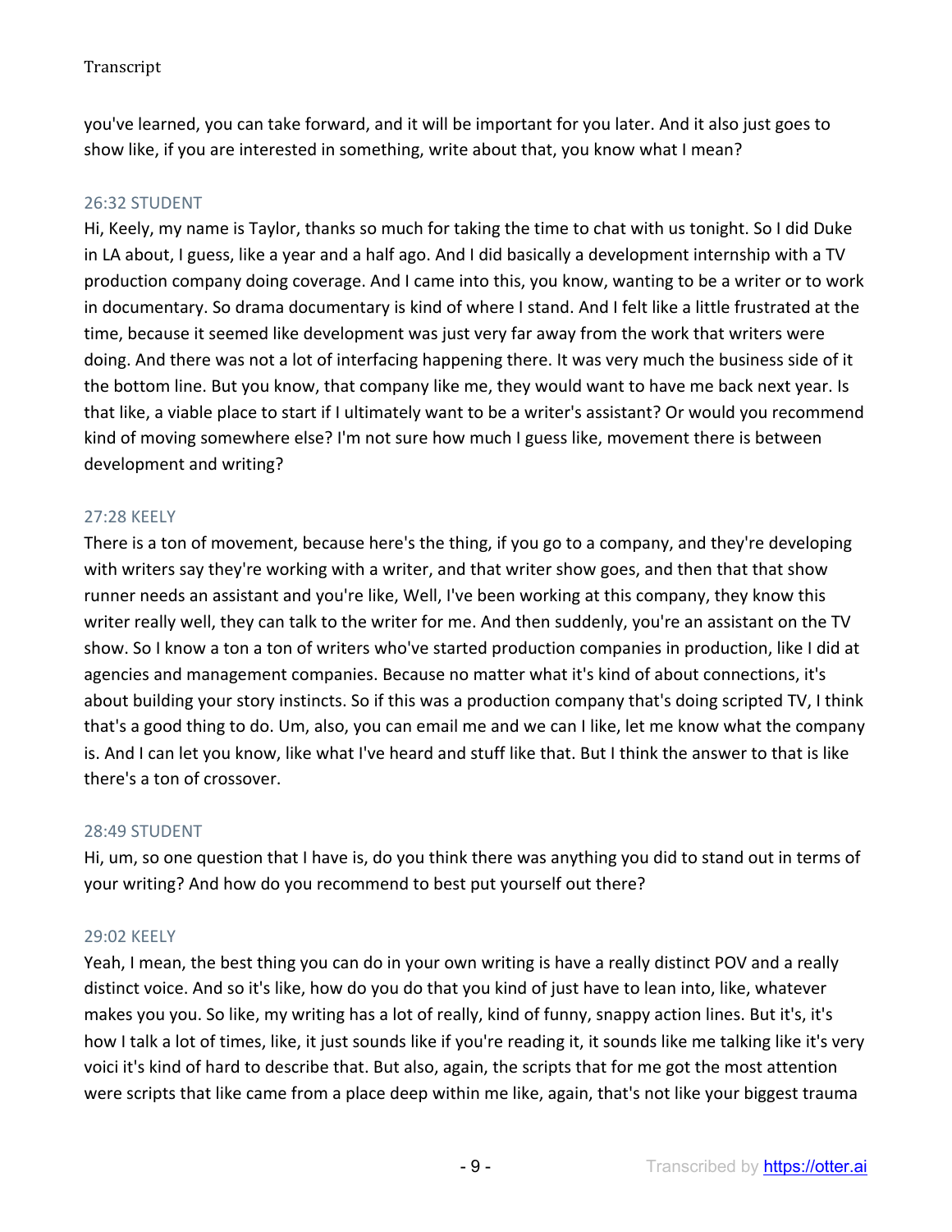you've learned, you can take forward, and it will be important for you later. And it also just goes to show like, if you are interested in something, write about that, you know what I mean?

26:32 STUDENT

Hi, Keely, my name is Taylor, thanks so much for taking the time to chat with us tonight. So I did Duke in LA about, I guess, like a year and a half ago. And I did basically a development internship with a TV production company doing coverage. And I came into this, you know, wanting to be a writer or to work in documentary. So drama documentary is kind of where I stand. And I felt like a little frustrated at the time, because it seemed like development was just very far away from the work that writers were doing. And there was not a lot of interfacing happening there. It was very much the business side of it the bottom line. But you know, that company like me, they would want to have me back next year. Is that like, a viable place to start if I ultimately want to be a writer's assistant? Or would you recommend kind of moving somewhere else? I'm not sure how much I guess like, movement there is between development and writing?

27:28 KEELY

There is a ton of movement, because here's the thing, if you go to a company, and they're developing with writers say they're working with a writer, and that writer show goes, and then that that show runner needs an assistant and you're like, Well, I've been working at this company, they know this writer really well, they can talk to the writer for me. And then suddenly, you're an assistant on the TV show. So I know a ton a ton of writers who've started production companies in production, like I did at agencies and management companies. Because no matter what it's kind of about connections, it's about building your story instincts. So if this was a production company that's doing scripted TV, I think that's a good thing to do. Um, also, you can email me and we can I like, let me know what the company is. And I can let you know, like what I've heard and stuff like that. But I think the answer to that is like there's a ton of crossover.

28:49 STUDENT

Hi, um, so one question that I have is, do you think there was anything you did to stand out in terms of your writing? And how do you recommend to best put yourself out there?

29:02 KEELY

Yeah, I mean, the best thing you can do in your own writing is have a really distinct POV and a really distinct voice. And so it's like, how do you do that you kind of just have to lean into, like, whatever makes you you. So like, my writing has a lot of really, kind of funny, snappy action lines. But it's, it's how I talk a lot of times, like, it just sounds like if you're reading it, it sounds like me talking like it's very voici it's kind of hard to describe that. But also, again, the scripts that for me got the most attention were scripts that like came from a place deep within me like, again, that's not like your biggest trauma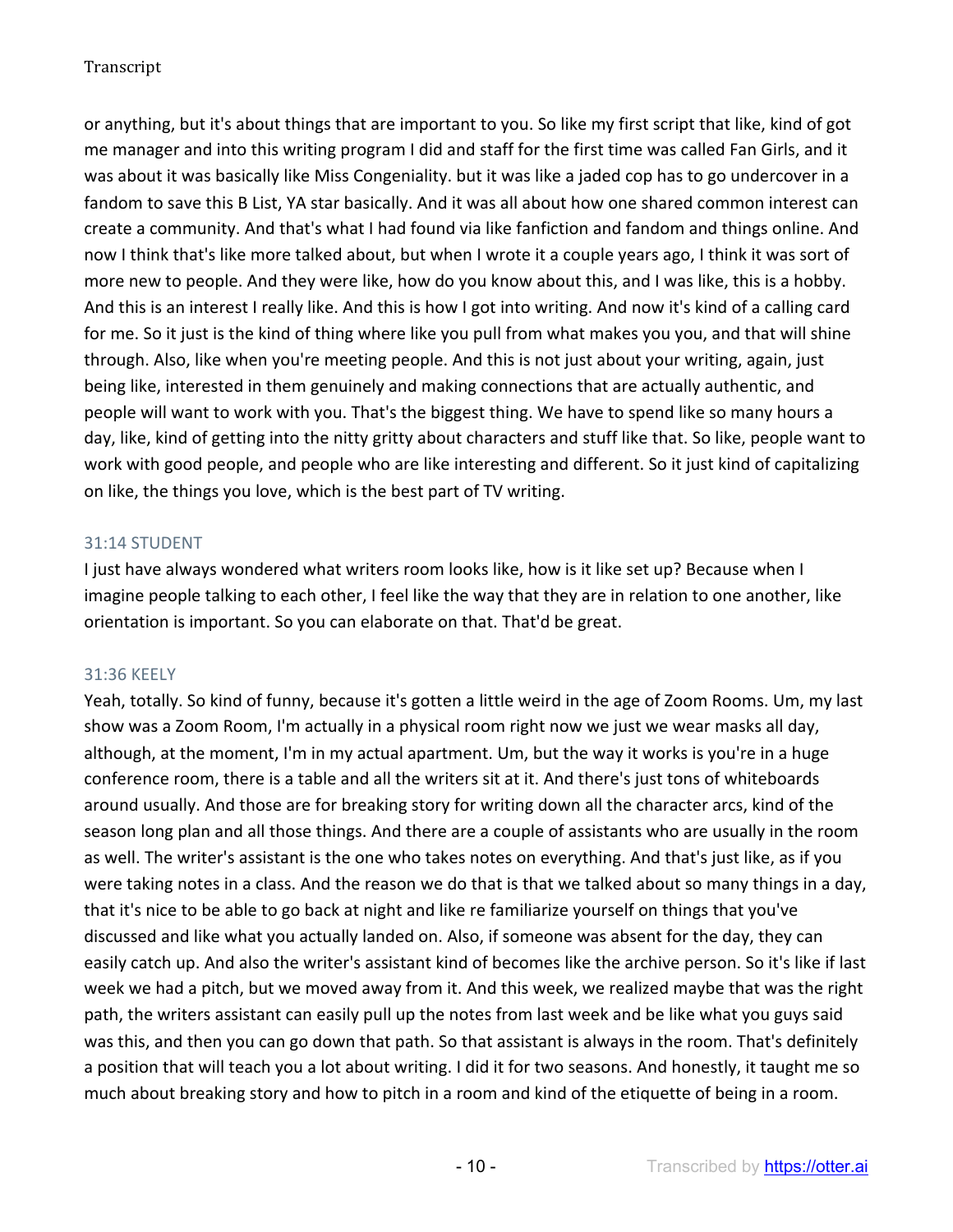or anything, but it's about things that are important to you. So like my first script that like, kind of got me manager and into this writing program I did and staff for the first time was called Fan Girls, and it was about it was basically like Miss Congeniality. but it was like a jaded cop has to go undercover in a fandom to save this B List, YA star basically. And it was all about how one shared common interest can create a community. And that's what I had found via like fanfiction and fandom and things online. And now I think that's like more talked about, but when I wrote it a couple years ago, I think it was sort of more new to people. And they were like, how do you know about this, and I was like, this is a hobby. And this is an interest I really like. And this is how I got into writing. And now it's kind of a calling card for me. So it just is the kind of thing where like you pull from what makes you you, and that will shine through. Also, like when you're meeting people. And this is not just about your writing, again, just being like, interested in them genuinely and making connections that are actually authentic, and people will want to work with you. That's the biggest thing. We have to spend like so many hours a day, like, kind of getting into the nitty gritty about characters and stuff like that. So like, people want to work with good people, and people who are like interesting and different. So it just kind of capitalizing on like, the things you love, which is the best part of TV writing.

31:14 STUDENT

I just have always wondered what writers room looks like, how is it like set up? Because when I imagine people talking to each other, I feel like the way that they are in relation to one another, like orientation is important. So you can elaborate on that. That'd be great.

31:36 KEELY

Yeah, totally. So kind of funny, because it's gotten a little weird in the age of Zoom Rooms. Um, my last show was a Zoom Room, I'm actually in a physical room right now we just we wear masks all day, although, at the moment, I'm in my actual apartment. Um, but the way it works is you're in a huge conference room, there is a table and all the writers sit at it. And there's just tons of whiteboards around usually. And those are for breaking story for writing down all the character arcs, kind of the season long plan and all those things. And there are a couple of assistants who are usually in the room as well. The writer's assistant is the one who takes notes on everything. And that's just like, as if you were taking notes in a class. And the reason we do that is that we talked about so many things in a day, that it's nice to be able to go back at night and like re familiarize yourself on things that you've discussed and like what you actually landed on. Also, if someone was absent for the day, they can easily catch up. And also the writer's assistant kind of becomes like the archive person. So it's like if last week we had a pitch, but we moved away from it. And this week, we realized maybe that was the right path, the writers assistant can easily pull up the notes from last week and be like what you guys said was this, and then you can go down that path. So that assistant is always in the room. That's definitely a position that will teach you a lot about writing. I did it for two seasons. And honestly, it taught me so much about breaking story and how to pitch in a room and kind of the etiquette of being in a room.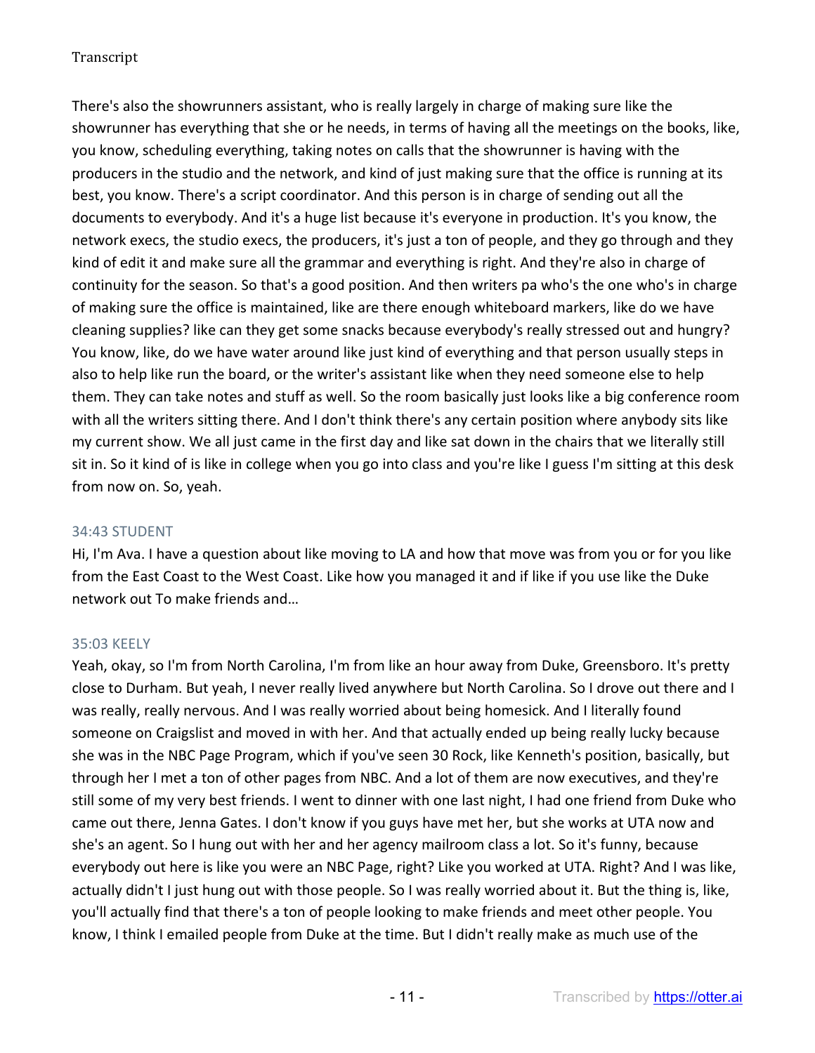There's also the showrunners assistant, who is really largely in charge of making sure like the showrunner has everything that she or he needs, in terms of having all the meetings on the books, like, you know, scheduling everything, taking notes on calls that the showrunner is having with the producers in the studio and the network, and kind of just making sure that the office is running at its best, you know. There's a script coordinator. And this person is in charge of sending out all the documents to everybody. And it's a huge list because it's everyone in production. It's you know, the network execs, the studio execs, the producers, it's just a ton of people, and they go through and they kind of edit it and make sure all the grammar and everything is right. And they're also in charge of continuity for the season. So that's a good position. And then writers pa who's the one who's in charge of making sure the office is maintained, like are there enough whiteboard markers, like do we have cleaning supplies? like can they get some snacks because everybody's really stressed out and hungry? You know, like, do we have water around like just kind of everything and that person usually steps in also to help like run the board, or the writer's assistant like when they need someone else to help them. They can take notes and stuff as well. So the room basically just looks like a big conference room with all the writers sitting there. And I don't think there's any certain position where anybody sits like my current show. We all just came in the first day and like sat down in the chairs that we literally still sit in. So it kind of is like in college when you go into class and you're like I guess I'm sitting at this desk from now on. So, yeah.

### 34:43 STUDENT

Hi, I'm Ava. I have a question about like moving to LA and how that move was from you or for you like from the East Coast to the West Coast. Like how you managed it and if like if you use like the Duke network out To make friends and…

### 35:03 KEELY

Yeah, okay, so I'm from North Carolina, I'm from like an hour away from Duke, Greensboro. It's pretty close to Durham. But yeah, I never really lived anywhere but North Carolina. So I drove out there and I was really, really nervous. And I was really worried about being homesick. And I literally found someone on Craigslist and moved in with her. And that actually ended up being really lucky because she was in the NBC Page Program, which if you've seen 30 Rock, like Kenneth's position, basically, but through her I met a ton of other pages from NBC. And a lot of them are now executives, and they're still some of my very best friends. I went to dinner with one last night, I had one friend from Duke who came out there, Jenna Gates. I don't know if you guys have met her, but she works at UTA now and she's an agent. So I hung out with her and her agency mailroom class a lot. So it's funny, because everybody out here is like you were an NBC Page, right? Like you worked at UTA. Right? And I was like, actually didn't I just hung out with those people. So I was really worried about it. But the thing is, like, you'll actually find that there's a ton of people looking to make friends and meet other people. You know, I think I emailed people from Duke at the time. But I didn't really make as much use of the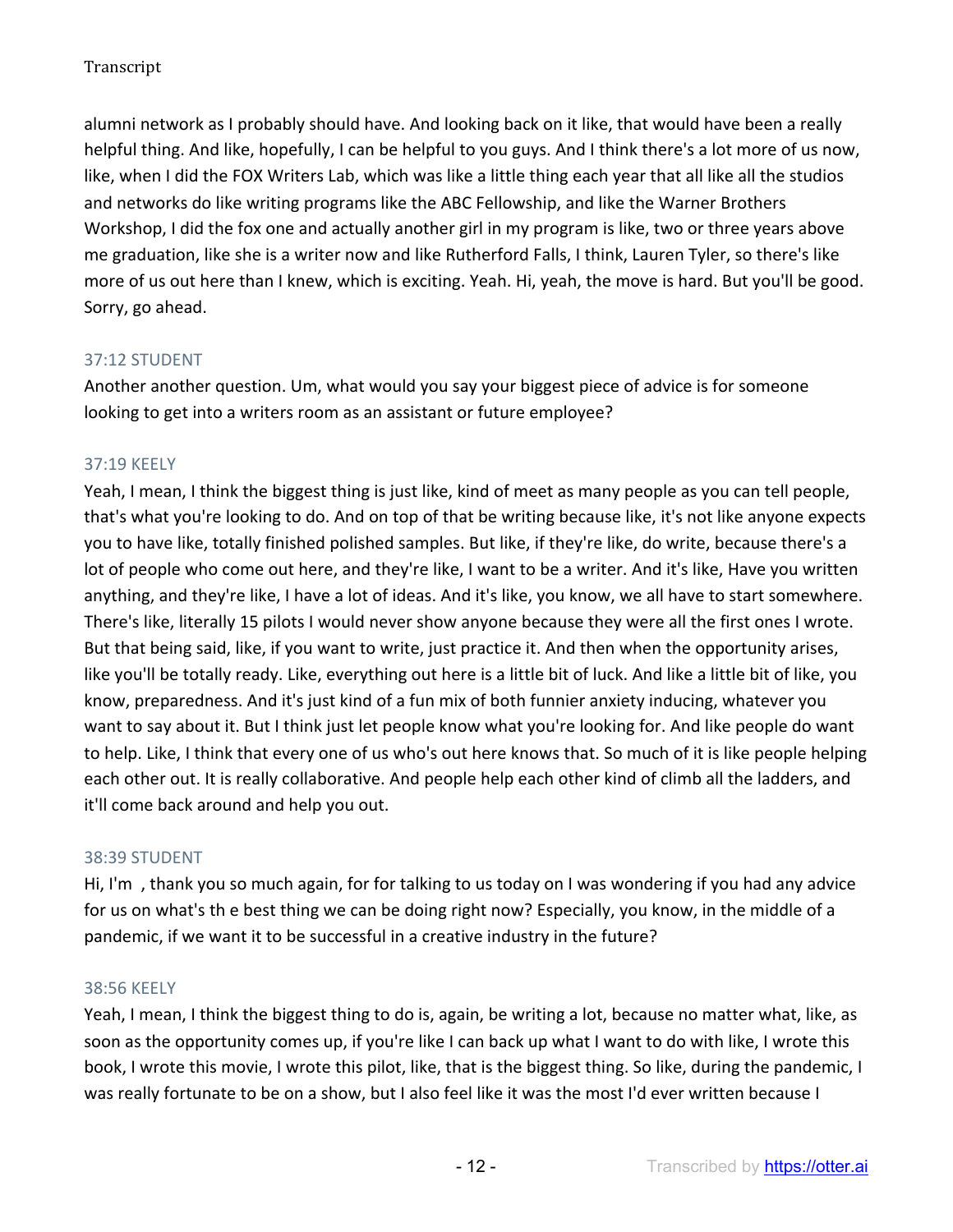alumni network as I probably should have. And looking back on it like, that would have been a really helpful thing. And like, hopefully, I can be helpful to you guys. And I think there's a lot more of us now, like, when I did the FOX Writers Lab, which was like a little thing each year that all like all the studios and networks do like writing programs like the ABC Fellowship, and like the Warner Brothers Workshop, I did the fox one and actually another girl in my program is like, two or three years above me graduation, like she is a writer now and like Rutherford Falls, I think, Lauren Tyler, so there's like more of us out here than I knew, which is exciting. Yeah. Hi, yeah, the move is hard. But you'll be good. Sorry, go ahead.

37:12 STUDENT

Another another question. Um, what would you say your biggest piece of advice is for someone looking to get into a writers room as an assistant or future employee?

37:19 KEELY

Yeah, I mean, I think the biggest thing is just like, kind of meet as many people as you can tell people, that's what you're looking to do. And on top of that be writing because like, it's not like anyone expects you to have like, totally finished polished samples. But like, if they're like, do write, because there's a lot of people who come out here, and they're like, I want to be a writer. And it's like, Have you written anything, and they're like, I have a lot of ideas. And it's like, you know, we all have to start somewhere. There's like, literally 15 pilots I would never show anyone because they were all the first ones I wrote. But that being said, like, if you want to write, just practice it. And then when the opportunity arises, like you'll be totally ready. Like, everything out here is a little bit of luck. And like a little bit of like, you know, preparedness. And it's just kind of a fun mix of both funnier anxiety inducing, whatever you want to say about it. But I think just let people know what you're looking for. And like people do want to help. Like, I think that every one of us who's out here knows that. So much of it is like people helping each other out. It is really collaborative. And people help each other kind of climb all the ladders, and it'll come back around and help you out.

38:39 STUDENT

Hi, I'm , thank you so much again, for for talking to us today on I was wondering if you had any advice for us on what's th e best thing we can be doing right now? Especially, you know, in the middle of a pandemic, if we want it to be successful in a creative industry in the future?

38:56 KEELY

Yeah, I mean, I think the biggest thing to do is, again, be writing a lot, because no matter what, like, as soon as the opportunity comes up, if you're like I can back up what I want to do with like, I wrote this book, I wrote this movie, I wrote this pilot, like, that is the biggest thing. So like, during the pandemic, I was really fortunate to be on a show, but I also feel like it was the most I'd ever written because I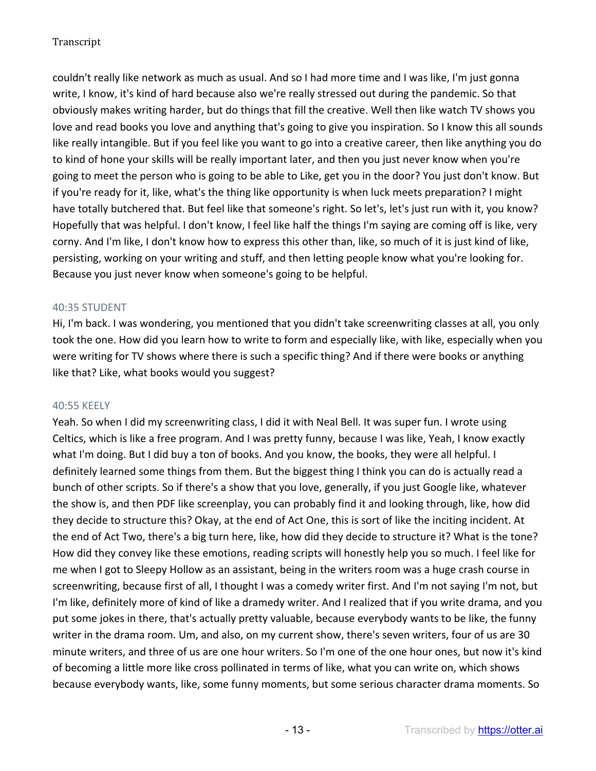couldn't really like network as much as usual. And so I had more time and I was like, I'm just gonna write, I know, it's kind of hard because also we're really stressed out during the pandemic. So that obviously makes writing harder, but do things that fill the creative. Well then like watch TV shows you love and read books you love and anything that's going to give you inspiration. So I know this all sounds like really intangible. But if you feel like you want to go into a creative career, then like anything you do to kind of hone your skills will be really important later, and then you just never know when you're going to meet the person who is going to be able to Like, get you in the door? You just don't know. But if you're ready for it, like, what's the thing like opportunity is when luck meets preparation? I might have totally butchered that. But feel like that someone's right. So let's, let's just run with it, you know? Hopefully that was helpful. I don't know, I feel like half the things I'm saying are coming off is like, very corny. And I'm like, I don't know how to express this other than, like, so much of it is just kind of like, persisting, working on your writing and stuff, and then letting people know what you're looking for. Because you just never know when someone's going to be helpful.

40:35 STUDENT

Hi, I'm back. I was wondering, you mentioned that you didn't take screenwriting classes at all, you only took the one. How did you learn how to write to form and especially like, with like, especially when you were writing for TV shows where there is such a specific thing? And if there were books or anything like that? Like, what books would you suggest?

40:55 KEELY

Yeah. So when I did my screenwriting class, I did it with Neal Bell. It was super fun. I wrote using Celtics, which is like a free program. And I was pretty funny, because I was like, Yeah, I know exactly what I'm doing. But I did buy a ton of books. And you know, the books, they were all helpful. I definitely learned some things from them. But the biggest thing I think you can do is actually read a bunch of other scripts. So if there's a show that you love, generally, if you just Google like, whatever the show is, and then PDF like screenplay, you can probably find it and looking through, like, how did they decide to structure this? Okay, at the end of Act One, this is sort of like the inciting incident. At the end of Act Two, there's a big turn here, like, how did they decide to structure it? What is the tone? How did they convey like these emotions, reading scripts will honestly help you so much. I feel like for me when I got to Sleepy Hollow as an assistant, being in the writers room was a huge crash course in screenwriting, because first of all, I thought I was a comedy writer first. And I'm not saying I'm not, but I'm like, definitely more of kind of like a dramedy writer. And I realized that if you write drama, and you put some jokes in there, that's actually pretty valuable, because everybody wants to be like, the funny writer in the drama room. Um, and also, on my current show, there's seven writers, four of us are 30 minute writers, and three of us are one hour writers. So I'm one of the one hour ones, but now it's kind of becoming a little more like cross pollinated in terms of like, what you can write on, which shows because everybody wants, like, some funny moments, but some serious character drama moments. So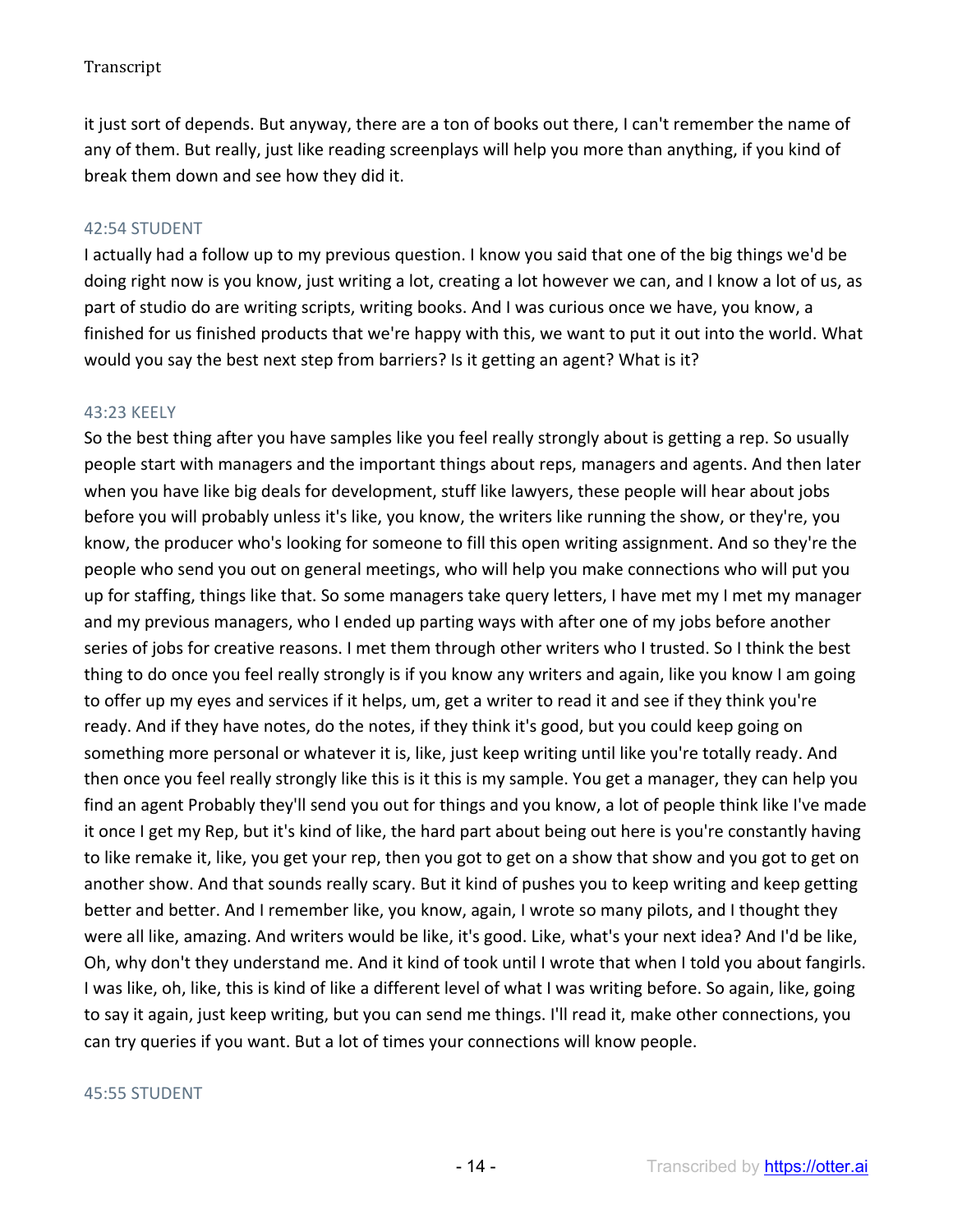it just sort of depends. But anyway, there are a ton of books out there, I can't remember the name of any of them. But really, just like reading screenplays will help you more than anything, if you kind of break them down and see how they did it.

42:54 STUDENT

I actually had a follow up to my previous question. I know you said that one of the big things we'd be doing right now is you know, just writing a lot, creating a lot however we can, and I know a lot of us, as part of studio do are writing scripts, writing books. And I was curious once we have, you know, a finished for us finished products that we're happy with this, we want to put it out into the world. What would you say the best next step from barriers? Is it getting an agent? What is it?

43:23 KEELY

So the best thing after you have samples like you feel really strongly about is getting a rep. So usually people start with managers and the important things about reps, managers and agents. And then later when you have like big deals for development, stuff like lawyers, these people will hear about jobs before you will probably unless it's like, you know, the writers like running the show, or they're, you know, the producer who's looking for someone to fill this open writing assignment. And so they're the people who send you out on general meetings, who will help you make connections who will put you up for staffing, things like that. So some managers take query letters, I have met my I met my manager and my previous managers, who I ended up parting ways with after one of my jobs before another series of jobs for creative reasons. I met them through other writers who I trusted. So I think the best thing to do once you feel really strongly is if you know any writers and again, like you know I am going to offer up my eyes and services if it helps, um, get a writer to read it and see if they think you're ready. And if they have notes, do the notes, if they think it's good, but you could keep going on something more personal or whatever it is, like, just keep writing until like you're totally ready. And then once you feel really strongly like this is it this is my sample. You get a manager, they can help you find an agent Probably they'll send you out for things and you know, a lot of people think like I've made it once I get my Rep, but it's kind of like, the hard part about being out here is you're constantly having to like remake it, like, you get your rep, then you got to get on a show that show and you got to get on another show. And that sounds really scary. But it kind of pushes you to keep writing and keep getting better and better. And I remember like, you know, again, I wrote so many pilots, and I thought they were all like, amazing. And writers would be like, it's good. Like, what's your next idea? And I'd be like, Oh, why don't they understand me. And it kind of took until I wrote that when I told you about fangirls. I was like, oh, like, this is kind of like a different level of what I was writing before. So again, like, going to say it again, just keep writing, but you can send me things. I'll read it, make other connections, you can try queries if you want. But a lot of times your connections will know people.

45:55 STUDENT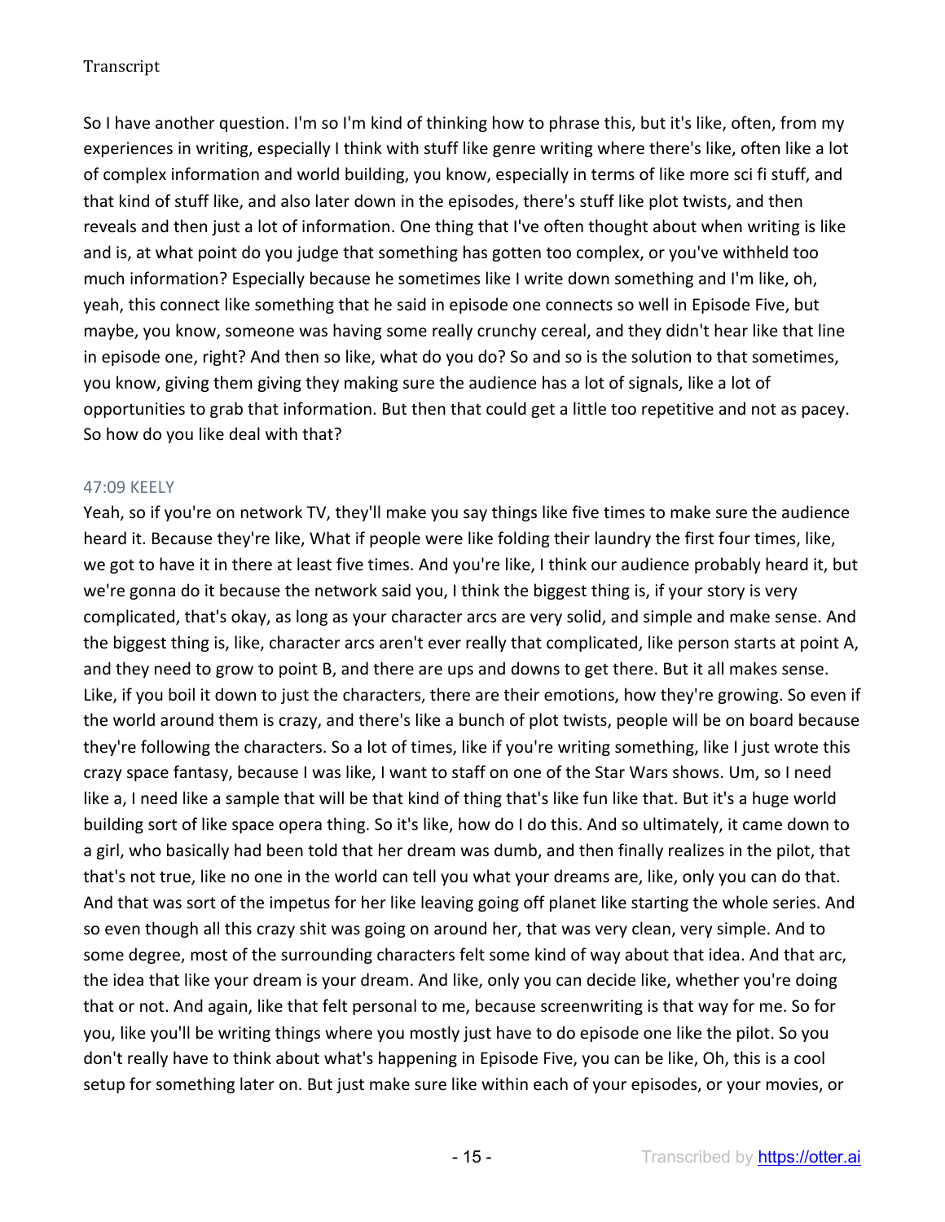So I have another question. I'm so I'm kind of thinking how to phrase this, but it's like, often, from my experiences in writing, especially I think with stuff like genre writing where there's like, often like a lot of complex information and world building, you know, especially in terms of like more sci fi stuff, and that kind of stuff like, and also later down in the episodes, there's stuff like plot twists, and then reveals and then just a lot of information. One thing that I've often thought about when writing is like and is, at what point do you judge that something has gotten too complex, or you've withheld too much information? Especially because he sometimes like I write down something and I'm like, oh, yeah, this connect like something that he said in episode one connects so well in Episode Five, but maybe, you know, someone was having some really crunchy cereal, and they didn't hear like that line in episode one, right? And then so like, what do you do? So and so is the solution to that sometimes, you know, giving them giving they making sure the audience has a lot of signals, like a lot of opportunities to grab that information. But then that could get a little too repetitive and not as pacey. So how do you like deal with that?

47:09 KEELY

Yeah, so if you're on network TV, they'll make you say things like five times to make sure the audience heard it. Because they're like, What if people were like folding their laundry the first four times, like, we got to have it in there at least five times. And you're like, I think our audience probably heard it, but we're gonna do it because the network said you, I think the biggest thing is, if your story is very complicated, that's okay, as long as your character arcs are very solid, and simple and make sense. And the biggest thing is, like, character arcs aren't ever really that complicated, like person starts at point A, and they need to grow to point B, and there are ups and downs to get there. But it all makes sense. Like, if you boil it down to just the characters, there are their emotions, how they're growing. So even if the world around them is crazy, and there's like a bunch of plot twists, people will be on board because they're following the characters. So a lot of times, like if you're writing something, like I just wrote this crazy space fantasy, because I was like, I want to staff on one of the Star Wars shows. Um, so I need like a, I need like a sample that will be that kind of thing that's like fun like that. But it's a huge world building sort of like space opera thing. So it's like, how do I do this. And so ultimately, it came down to a girl, who basically had been told that her dream was dumb, and then finally realizes in the pilot, that that's not true, like no one in the world can tell you what your dreams are, like, only you can do that. And that was sort of the impetus for her like leaving going off planet like starting the whole series. And so even though all this crazy shit was going on around her, that was very clean, very simple. And to some degree, most of the surrounding characters felt some kind of way about that idea. And that arc, the idea that like your dream is your dream. And like, only you can decide like, whether you're doing that or not. And again, like that felt personal to me, because screenwriting is that way for me. So for you, like you'll be writing things where you mostly just have to do episode one like the pilot. So you don't really have to think about what's happening in Episode Five, you can be like, Oh, this is a cool setup for something later on. But just make sure like within each of your episodes, or your movies, or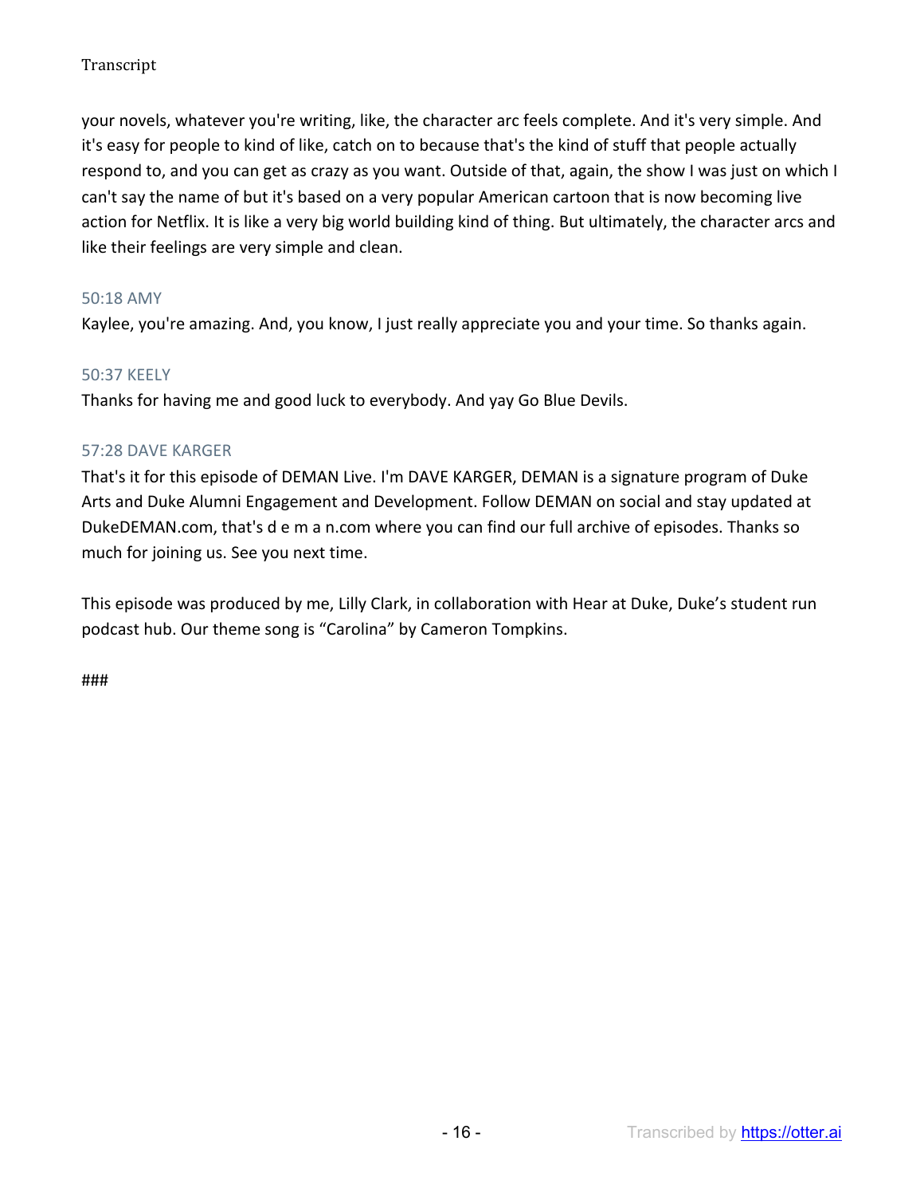your novels, whatever you're writing, like, the character arc feels complete. And it's very simple. And it's easy for people to kind of like, catch on to because that's the kind of stuff that people actually respond to, and you can get as crazy as you want. Outside of that, again, the show I was just on which I can't say the name of but it's based on a very popular American cartoon that is now becoming live action for Netflix. It is like a very big world building kind of thing. But ultimately, the character arcs and like their feelings are very simple and clean.

50:18 AMY

Kaylee, you're amazing. And, you know, I just really appreciate you and your time. So thanks again.

50:37 KEELY

Thanks for having me and good luck to everybody. And yay Go Blue Devils.

57:28 DAVE KARGER

That's it for this episode of DEMAN Live. I'm DAVE KARGER, DEMAN is a signature program of Duke Arts and Duke Alumni Engagement and Development. Follow DEMAN on social and stay updated at DukeDEMAN.com, that's d e m a n.com where you can find our full archive of episodes. Thanks so much for joining us. See you next time.

This episode was produced by me, Lilly Clark, in collaboration with Hear at Duke, Duke's student run podcast hub. Our theme song is "Carolina" by Cameron Tompkins.

###